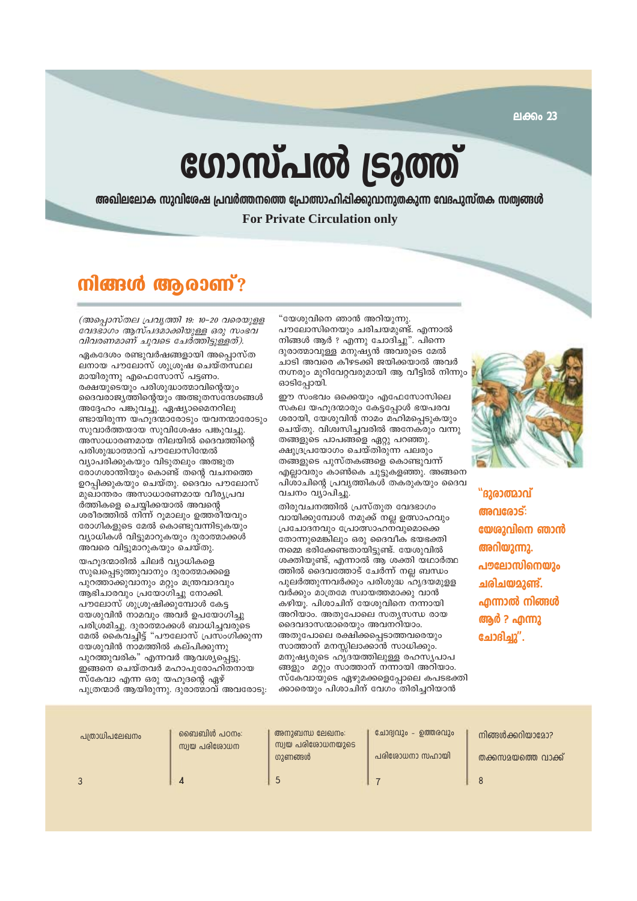ലക്കം 23

# ഗോസ്പൽ ട്രൂത്ത്

**അഖിലലോക സുവിശേഷ പ്രവർത്തനത്തെ പ്രോത്സാഹിപ്പിക്കുവാനുതകുന്ന വേദപുസ്തക സത്യങ്ങൾ**

**For Private Circulation only**

## നിങ്ങൾ ആരാണ്?

*(അപ്പൊസ്തല പ്രവൃത്തി 19: 10–20 വരെയുള്ള വേദഭാഗം ആസ്പദമാക്കിയുള്ള ഒരു സംഭവ വിവരണമാണ് ചുവടെ ചേർത്തിട്ടുള്ളത്).*

ഏകദേശം രണ്ടുവർഷങ്ങളായി അപ്പൊസ്തലനായ പൗലോസ് ശുശ്രൂഷ ചെയ്തസ്ഥലമായിരുന്നു എഫെസോസ് പട്ടണം. രക്ഷയുടെയും പരിശുദ്ധാത്മാവിന്റെയും ദൈവരാജ്യത്തിന്റെയും അത്ഭുതസന്ദേശങ്ങൾ അദ്ദേഹം പങ്കുവച്ചു. ഏഷ്യാമൈനറിലുണ്ടായിരുന്ന യഹൂദന്മാരോടും യവനന്മാരോടും സുവാർത്തയായ സുവിശേഷം പങ്കുവച്ചു. അസാധാരണമായ നിലയിൽ ദൈവത്തിന്റെ പരിശുദ്ധാത്മാവ് പൗലോസിന്മേൽ വ്യാപരിക്കുകയും വിടുതലും അത്ഭുത രോഗശാന്തിയും കൊണ്ട് തന്റെ വചനത്തെ ഉറപ്പിക്കുകയും ചെയ്തു. ദൈവം പൗലോസ് മുഖാന്തരം അസാധാരണമായ വീര്യപ്രവർത്തികളെ ചെയ്യിക്കയാൽ അവന്റെ ശരീരത്തിൽ നിന്ന് റൂമാലും ഉത്തരീയവും രോഗികളുടെ മേൽ കൊണ്ടുവന്നിടുകയും വ്യാധികൾ വിട്ടുമാറുകയും ദുരാത്മാക്കൾ അവരെ വിട്ടുമാറുകയും ചെയ്തു.

യഹൂദന്മാരിൽ ചിലർ വ്യാധികളെ സുഖപ്പെടുത്തുവാനും ദുരാത്മാക്കളെ പുറത്താക്കുവാനും മറ്റും മന്ത്രവാദവും ആഭിചാരവും പ്രയോഗിച്ചു നോക്കി. പൗലോസ് ശുശ്രൂഷിക്കുമ്പോൾ കേട്ട യേശുവിൻ നാമവും അവർ ഉപയോഗിച്ചു പരിശ്രമിച്ചു. ദുരാത്മാക്കൾ ബാധിച്ചവരുടെ മേൽ കൈവച്ചിട്ട് "പൗലോസ് പ്രസംഗിക്കുന്ന യേശുവിൻ നാമത്തിൽ കല്പിക്കുന്നു പുറത്തുവരിക" എന്നവർ ആവശ്യപ്പെട്ടു. ഇങ്ങനെ ചെയ്തവർ മഹാപുരോഹിതനായ സ്കേവാ എന്ന ഒരു യഹൂദന്റെ ഏഴ് പുത്രന്മാർ ആയിരുന്നു. ദുരാത്മാവ് അവരോടു: "യേശുവിനെ ഞാൻ അറിയുന്നു. പൗലോസിനെയും ചരിചയമുണ്ട്. എന്നാൽ നിങ്ങൾ ആർ ? എന്നു ചോദിച്ചു". പിന്നെ ദുരാത്മാവുള്ള മനുഷ്യൻ അവരുടെ മേൽ ചാടി അവരെ കീഴടക്കി ജയിക്കയാൽ അവർ നഗ്നരും മുറിവേറ്റവരുമായി ആ വീട്ടിൽ നിന്നും ഓടിപ്പോയി.

ഈ സംഭവം ഒക്കെയും എഫേസോസിലെ സകല യഹൂദന്മാരും കേട്ടപ്പോൾ ഭയപരവശരായി, യേശുവിൻ നാമം മഹിമപ്പെടുകയും ചെയ്തു. വിശ്വസിച്ചവരിൽ അനേകരും വന്നു തങ്ങളുടെ പാപങ്ങളെ ഏറ്റു പറഞ്ഞു. ക്ഷുദ്രപ്രയോഗം ചെയ്തിരുന്ന പലരും തങ്ങളുടെ പുസ്തകങ്ങളെ കൊണ്ടുവന്ന് എല്ലാവരും കാൺകെ ചുട്ടുകളഞ്ഞു. അങ്ങനെ പിശാചിന്റെ പ്രവൃത്തികൾ തകരുകയും ദൈവ വചനം വ്യാപിച്ചു.

തിരുവചനത്തിൽ പ്രസ്തുത വേദഭാഗം വായിക്കുമ്പോൾ നമുക്ക് നല്ല ഉത്സാഹവും പ്രചോദനവും പ്രോത്സാഹനവുമൊക്കെ തോന്നുമെങ്കിലും ഒരു ദൈവീക ഭയഭക്തി നമ്മെ ഭരിക്കേണ്ടതായിട്ടുണ്ട്. യേശുവിൽ ശക്തിയുണ്ട്, എന്നാൽ ആ ശക്തി യഥാർത്ഥത്തിൽ ദൈവത്തോട് ചേർന്ന് നല്ല ബന്ധം പുലർത്തുന്നവർക്കും പരിശുദ്ധ ഹൃദയമുളളവർക്കും മാത്രമേ സ്വായത്തമാക്കു വാൻ കഴിയു. പിശാചിന് യേശുവിനെ നന്നായി അറിയാം. അതുപോലെ സത്യസന്ധ രായ ദൈവദാസന്മാരെയും അവനറിയാം. അതുപോലെ രക്ഷിക്കപ്പെടാത്തവരെയും സാത്താന് മനസ്സിലാക്കാൻ സാധിക്കും. മനുഷ്യരുടെ ഹൃദയത്തിലുള്ള രഹസ്യപാപങ്ങളും മറ്റും സാത്താന് നന്നായി അറിയാം. സ്കേവായുടെ ഏഴുമക്കളെപ്പോലെ കപടഭക്തിക്കാരെയും പിശാചിന് വേഗം തിരിച്ചറിയാൻ

**"ദുരാത്മാവ് അവരോട്: യേശുവിനെ ഞാൻ അറിയുന്നു. പൗലോസിനെയും ചരിചയമുണ്ട്. എന്നാൽ നിങ്ങൾ ആർ ? എന്നു ചോദിച്ചു".**

| | |
|---|---|
| പത്രാധിപലേഖനം | 3 |
| ബൈബിൾ പഠനം: സ്വയ പരിശോധന | 4 |
| അനുബന്ധ ലേഖനം: സ്വയ പരിശോധനയുടെ ഗുണങ്ങൾ | 5 |
| ചോദ്യവും – ഉത്തരവും പരിശോധനാ സഹായി | 7 |
| നിങ്ങൾക്കറിയാമോ? തക്കസമയത്തെ വാക്ക് | 8 |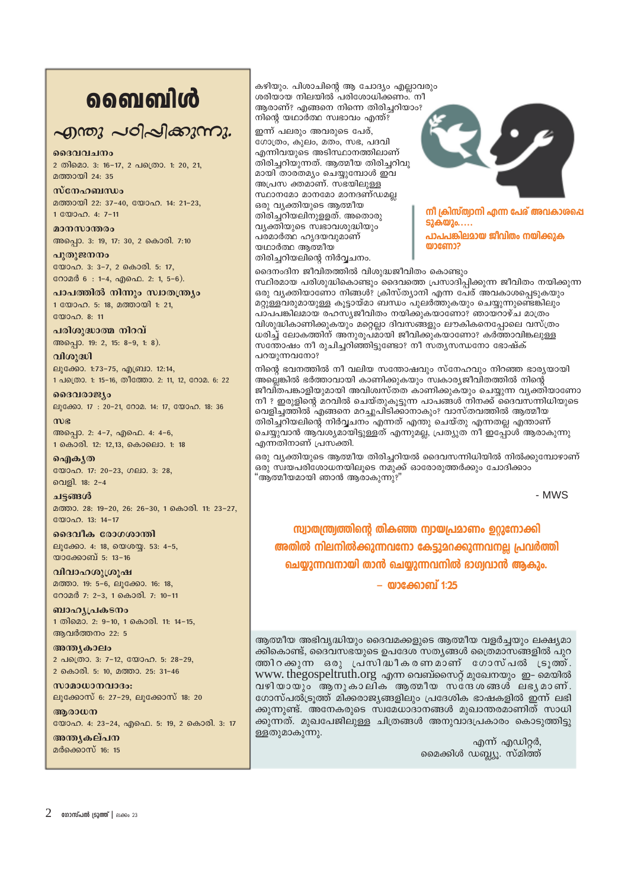# ബൈബിൾ

## എന്തു പഠിപ്പിക്കുന്നു.

**ദൈവവചനം**
2 തിമൊ. 3: 16–17, 2 പത്രൊ. 1: 20, 21, മത്തായി 24: 35

**സ്നേഹബന്ധം**
മത്തായി 22: 37–40, യോഹ. 14: 21–23, 1 യോഹ. 4: 7–11

**മാനസാന്തരം**
അപ്പൊ. 3: 19, 17: 30, 2 കൊരി. 7:10

**പുതുജനനം**
യോഹ. 3: 3–7, 2 കൊരി. 5: 17, റോമർ 6 : 1–4, എഫെ. 2: 1, 5–6).

**പാപത്തിൽ നിന്നും സ്വാതന്ത്ര്യം**
1 യോഹ. 5: 18, മത്തായി 1: 21, യോഹ. 8: 11

**പരിശുദ്ധാത്മ നിറവ്**
അപ്പൊ. 19: 2, 15: 8–9, 1: 8).

**വിശുദ്ധി**
ലൂക്കോ. 1:73–75, എബ്രാ. 12:14, 1 പത്രൊ. 1: 15–16, തീത്തോ. 2: 11, 12, റോമ. 6: 22

**ദൈവരാജ്യം**
ലൂക്കോ. 17 : 20–21, റോമ. 14: 17, യോഹ. 18: 36

**സഭ**
അപ്പൊ. 2: 4–7, എഫെ. 4: 4–6, 1 കൊരി. 12: 12,13, കൊലൊ. 1: 18

**ഐക്യത**
യോഹ. 17: 20–23, ഗലാ. 3: 28, വെളി. 18: 2–4

**ചട്ടങ്ങൾ**
മത്താ. 28: 19–20, 26: 26–30, 1 കൊരി. 11: 23–27, യോഹ. 13: 14–17

**ദൈവീക രോഗശാന്തി**
ലൂക്കോ. 4: 18, യെശയ്യ. 53: 4–5, യാക്കോബ് 5: 13–16

**വിവാഹശുശ്രൂഷ**
മത്താ. 19: 5–6, ലൂക്കോ. 16: 18, റോമർ 7: 2–3, 1 കൊരി. 7: 10–11

**ബാഹ്യപ്രകടനം**
1 തിമൊ. 2: 9–10, 1 കൊരി. 11: 14–15, ആവർത്തനം 22: 5

**അന്ത്യകാലം**
2 പത്രൊ. 3: 7–12, യോഹ. 5: 28–29, 2 കൊരി. 5: 10, മത്താ. 25: 31–46

**സമാധാനവാദം:**
ലൂക്കോസ് 6: 27–29, ലൂക്കോസ് 18: 20

**ആരാധന**
യോഹ. 4: 23–24, എഫെ. 5: 19, 2 കൊരി. 3: 17

**അന്ത്യകല്പന**
മർക്കൊസ് 16: 15

---

കഴിയും. പിശാചിന്റെ ആ ചോദ്യം എല്ലാവരും ശരിയായ നിലയിൽ പരിശോധിക്കണം. നീ ആരാണ്? എങ്ങനെ നിന്നെ തിരിച്ചറിയാം? നിന്റെ യഥാർത്ഥ സ്വഭാവം എന്ത്?

ഇന്ന് പലരും അവരുടെ പേര്, ഗോത്രം, കുലം, മതം, സഭ, പദവി എന്നിവയുടെ അടിസ്ഥാനത്തിലാണ് തിരിച്ചറിയുന്നത്. ആത്മീയ തിരിച്ചറിവു മായി താരതമ്യം ചെയ്യുമ്പോൾ ഇവ അപ്രസ ക്തമാണ്. സഭയിലുള്ള സ്ഥാനമോ മാനമോ മാനദണ്ഡമല്ല ഒരു വ്യക്തിയുടെ ആത്മീയ തിരിച്ചറിയലിനുള്ളത്. അതൊരു വ്യക്തിയുടെ സ്വഭാവശുദ്ധിയും പരമാർത്ഥ ഹൃദയവുമാണ് യഥാർത്ഥ ആത്മീയ തിരിച്ചറിയലിന്റെ നിർവ്വചനം.

**നീ ക്രിസ്ത്യാനി എന്ന പേര് അവകാശപ്പെടുകയും..... പാപപങ്കിലമായ ജീവിതം നയിക്കുകയാണോ?**

ദൈനംദിന ജീവിതത്തിൽ വിശുദ്ധജീവിതം കൊണ്ടും സ്ഥിരമായ പരിശുദ്ധികൊണ്ടും ദൈവത്തെ പ്രസാദിപ്പിക്കുന്ന ജീവിതം നയിക്കുന്ന ഒരു വ്യക്തിയാണോ നിങ്ങൾ? ക്രിസ്ത്യാനി എന്ന പേര് അവകാശപ്പെടുകയും മറ്റുള്ളവരുമായുള്ള കൂട്ടായ്മ ബന്ധം പുലർത്തുകയും ചെയ്യുന്നുണ്ടെങ്കിലും പാപപങ്കിലമായ രഹസ്യജീവിതം നയിക്കുകയാണോ? ഞായറാഴ്ച മാത്രം വിശുദ്ധികാണിക്കുകയും മറ്റെല്ലാ ദിവസങ്ങളും ലൗകികനെപ്പോലെ വസ്ത്രം ധരിച്ച് ലോകത്തിന് അനുരൂപമായി ജീവിക്കുകയാണോ? കർത്താവിങ്കലുള്ള സന്തോഷം നീ രുചിച്ചറിഞ്ഞിട്ടുണ്ടോ? നീ സത്യസന്ധനോ ഭോഷ്ക് പറയുന്നവനോ?

നിന്റെ ഭവനത്തിൽ നീ വലിയ സന്തോഷവും സ്നേഹവും നിറഞ്ഞ ഭാര്യയായി അല്ലെങ്കിൽ ഭർത്താവായി കാണിക്കുകയും സ്വകാര്യജീവിതത്തിൽ നിന്റെ ജീവിതപങ്കാളിയുമായി അവിശ്വസ്തത കാണിക്കുകയും ചെയ്യുന്ന വ്യക്തിയാണോ നീ ? ഇരുളിന്റെ മറവിൽ ചെയ്തുകൂട്ടുന്ന പാപങ്ങൾ നിനക്ക് ദൈവസന്നിധിയുടെ വെളിച്ചത്തിൽ എങ്ങനെ മറച്ചുപിടിക്കാനാകും? വാസ്തവത്തിൽ ആത്മീയ തിരിച്ചറിയലിന്റെ നിർവ്വചനം എന്നത് എന്തു ചെയ്തു എന്നതല്ല എന്താണ് ചെയ്യുവാൻ ആവശ്യമായിട്ടുള്ളത് എന്നുമല്ല, പ്രത്യുത നീ ഇപ്പോൾ ആരാകുന്നു എന്നതിനാണ് പ്രസക്തി.

ഒരു വ്യക്തിയുടെ ആത്മീയ തിരിച്ചറിയൽ ദൈവസന്നിധിയിൽ നിൽക്കുമ്പോഴാണ് ഒരു സ്വയപരിശോധനയിലൂടെ നമുക്ക് ഓരോരുത്തർക്കും ചോദിക്കാം "ആത്മീയമായി ഞാൻ ആരാകുന്നു?"

- MWS

**സ്വാതന്ത്ര്യത്തിന്റെ തികഞ്ഞ ന്യായപ്രമാണം ഉറ്റുനോക്കി അതിൽ നിലനിൽക്കുന്നവനോ കേട്ടുമറക്കുന്നവനല്ല പ്രവർത്തി ചെയ്യുന്നവനായി താൻ ചെയ്യുന്നവനിൽ ഭാഗ്യവാൻ ആകും.**

**– യാക്കോബ് 1:25**

---

ആത്മീയ അഭിവൃദ്ധിയും ദൈവമക്കളുടെ ആത്മീയ വളർച്ചയും ലക്ഷ്യമാക്കികൊണ്ട്, ദൈവസഭയുടെ ഉപദേശ സത്യങ്ങൾ ത്രൈമാസങ്ങളിൽ പുറത്തിറക്കുന്ന ഒരു പ്രസിദ്ധീകരണമാണ് ഗോസ്പൽ ട്രൂത്ത്. www. thegospeltruth.org എന്ന വെബ്സൈറ്റ് മുഖേനയും ഇ- മെയിൽ വഴിയായും ആനുകാലിക ആത്മീയ സന്ദേശങ്ങൾ ലഭ്യമാണ്. ഗോസ്പൽട്രൂത്ത് മിക്കരാജ്യങ്ങളിലും പ്രദേശിക ഭാഷകളിൽ ഇന്ന് ലഭിക്കുന്നുണ്ട്. അനേകരുടെ സ്വമേധാദാനങ്ങൾ മുഖാന്തരമാണിത് സാധിക്കുന്നത്. മുഖപേജിലുള്ള ചിത്രങ്ങൾ അനുവാദപ്രകാരം കൊടുത്തിട്ടുള്ളതുമാകുന്നു.

എന്ന് എഡിറ്റർ,
മൈക്കിൾ ഡബ്ല്യൂ. സ്മിത്ത്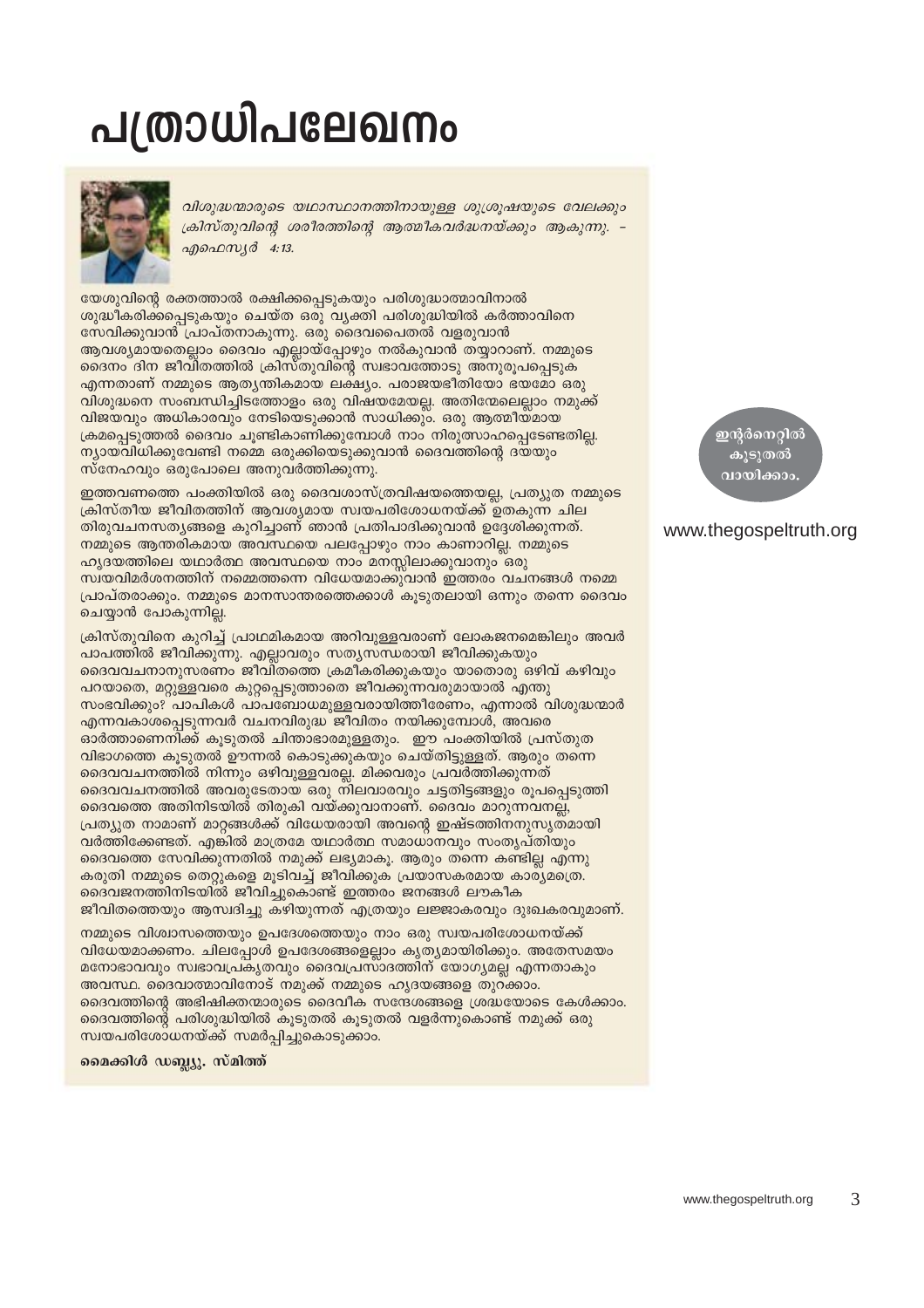# പത്രാധിപലേഖനം

*വിശുദ്ധന്മാരുടെ യഥാസ്ഥാനത്തിനായുള്ള ശുശ്രൂഷയുടെ വേലക്കും ക്രിസ്തുവിന്റെ ശരീരത്തിന്റെ ആത്മീകവർദ്ധനയ്ക്കും ആകുന്നു. – എഫെസ്യർ 4:13.*

യേശുവിന്റെ രക്തത്താൽ രക്ഷിക്കപ്പെടുകയും പരിശുദ്ധാത്മാവിനാൽ ശുദ്ധീകരിക്കപ്പെടുകയും ചെയ്ത ഒരു വ്യക്തി പരിശുദ്ധിയിൽ കർത്താവിനെ സേവിക്കുവാൻ പ്രാപ്തനാകുന്നു. ഒരു ദൈവപൈതൽ വളരുവാൻ ആവശ്യമായതെല്ലാം ദൈവം എല്ലായ്പ്പോഴും നൽകുവാൻ തയ്യാറാണ്. നമ്മുടെ ദൈനം ദിന ജീവിതത്തിൽ ക്രിസ്തുവിന്റെ സ്വഭാവത്തോടു അനുരൂപപ്പെടുക എന്നതാണ് നമ്മുടെ ആത്യന്തികമായ ലക്ഷ്യം. പരാജയഭീതിയോ ഭയമോ ഒരു വിശുദ്ധനെ സംബന്ധിച്ചിടത്തോളം ഒരു വിഷയമേയല്ല. അതിന്മേലെല്ലാം നമുക്ക് വിജയവും അധികാരവും നേടിയെടുക്കാൻ സാധിക്കും. ഒരു ആത്മീയമായ ക്രമപ്പെടുത്തൽ ദൈവം ചൂണ്ടിക്കാണിക്കുമ്പോൾ നാം നിരുത്സാഹപ്പെടേണ്ടതില്ല. ന്യായവിധിക്കുവേണ്ടി നമ്മെ ഒരുക്കിയെടുക്കുവാൻ ദൈവത്തിന്റെ ദയയും സ്നേഹവും ഒരുപോലെ അനുവർത്തിക്കുന്നു.

ഇത്തവണത്തെ പംക്തിയിൽ ഒരു ദൈവശാസ്ത്രവിഷയത്തെയല്ല, പ്രത്യുത നമ്മുടെ ക്രിസ്തീയ ജീവിതത്തിന് ആവശ്യമായ സ്വയപരിശോധനയ്ക്ക് ഉതകുന്ന ചില തിരുവചനസത്യങ്ങളെ കുറിച്ചാണ് ഞാൻ പ്രതിപാദിക്കുവാൻ ഉദ്ദേശിക്കുന്നത്. നമ്മുടെ ആന്തരികമായ അവസ്ഥയെ പലപ്പോഴും നാം കാണാറില്ല. നമ്മുടെ ഹൃദയത്തിലെ യഥാർത്ഥ അവസ്ഥയെ നാം മനസ്സിലാക്കുവാനും ഒരു സ്വയവിമർശനത്തിന് നമ്മെത്തന്നെ വിധേയമാക്കുവാൻ ഇത്തരം വചനങ്ങൾ നമ്മെ പ്രാപ്തരാക്കും. നമ്മുടെ മാനസാന്തരത്തെക്കാൾ കൂടുതലായി ഒന്നും തന്നെ ദൈവം ചെയ്യാൻ പോകുന്നില്ല.

ക്രിസ്തുവിനെ കുറിച്ച് പ്രാഥമികമായ അറിവുള്ളവരാണ് ലോകജനമെങ്കിലും അവർ പാപത്തിൽ ജീവിക്കുന്നു. എല്ലാവരും സത്യസന്ധരായി ജീവിക്കുകയും ദൈവവചനാനുസരണം ജീവിതത്തെ ക്രമീകരിക്കുകയും യാതൊരു ഒഴിവ് കഴിവും പറയാതെ, മറ്റുള്ളവരെ കുറ്റപ്പെടുത്താതെ ജീവിക്കുന്നവരുമായാൽ എന്തു സംഭവിക്കും? പാപികൾ പാപബോധമുള്ളവരായിത്തീരേണം, എന്നാൽ വിശുദ്ധന്മാർ എന്നവകാശപ്പെടുന്നവർ വചനവിരുദ്ധ ജീവിതം നയിക്കുമ്പോൾ, അവരെ ഓർത്താണെനിക്ക് കൂടുതൽ ചിന്താഭാരമുള്ളതും. ഈ പംക്തിയിൽ പ്രസ്തുത വിഭാഗത്തെ കൂടുതൽ ഊന്നൽ കൊടുക്കുകയും ചെയ്തിട്ടുള്ളത്. ആരും തന്നെ ദൈവവചനത്തിൽ നിന്നും ഒഴിവുള്ളവരല്ല. മിക്കവരും പ്രവർത്തിക്കുന്നത് ദൈവവചനത്തിൽ അവരുടേതായ ഒരു നിലവാരവും ചട്ടതിട്ടങ്ങളും രൂപപ്പെടുത്തി ദൈവത്തെ അതിനിടയിൽ തിരുകി വയ്ക്കുവാനാണ്. ദൈവം മാറുന്നവനല്ല, പ്രത്യുത നാമാണ് മാറ്റങ്ങൾക്ക് വിധേയരായി അവന്റെ ഇഷ്ടത്തിനനുസൃതമായി വർത്തിക്കേണ്ടത്. എങ്കിൽ മാത്രമേ യഥാർത്ഥ സമാധാനവും സംതൃപ്തിയും ദൈവത്തെ സേവിക്കുന്നതിൽ നമുക്ക് ലഭ്യമാകൂ. ആരും തന്നെ കണ്ടില്ല എന്നു കരുതി നമ്മുടെ തെറ്റുകളെ മൂടിവച്ച് ജീവിക്കുക പ്രയാസകരമായ കാര്യമത്രെ. ദൈവജനത്തിനിടയിൽ ജീവിച്ചുകൊണ്ട് ഇത്തരം ജനങ്ങൾ ലൗകീക ജീവിതത്തെയും ആസ്വദിച്ചു കഴിയുന്നത് എത്രയും ലജ്ജാകരവും ദുഃഖകരവുമാണ്.

നമ്മുടെ വിശ്വാസത്തെയും ഉപദേശത്തെയും നാം ഒരു സ്വയപരിശോധനയ്ക്ക് വിധേയമാക്കണം. ചിലപ്പോൾ ഉപദേശങ്ങളെല്ലാം കൃത്യമായിരിക്കും. അതേസമയം മനോഭാവവും സ്വഭാവപ്രകൃതവും ദൈവപ്രസാദത്തിന് യോഗ്യമല്ല എന്നതാകും അവസ്ഥ. ദൈവാത്മാവിനോട് നമുക്ക് നമ്മുടെ ഹൃദയങ്ങളെ തുറക്കാം. ദൈവത്തിന്റെ അഭിഷിക്തന്മാരുടെ ദൈവീക സന്ദേശങ്ങളെ ശ്രദ്ധയോടെ കേൾക്കാം. ദൈവത്തിന്റെ പരിശുദ്ധിയിൽ കൂടുതൽ കൂടുതൽ വളർന്നുകൊണ്ട് നമുക്ക് ഒരു സ്വയപരിശോധനയ്ക്ക് സമർപ്പിച്ചുകൊടുക്കാം.

**മൈക്കിൾ ഡബ്ല്യൂ. സ്മിത്ത്**

ഇന്റർനെറ്റിൽ കൂടുതൽ വായിക്കാം.

www.thegospeltruth.org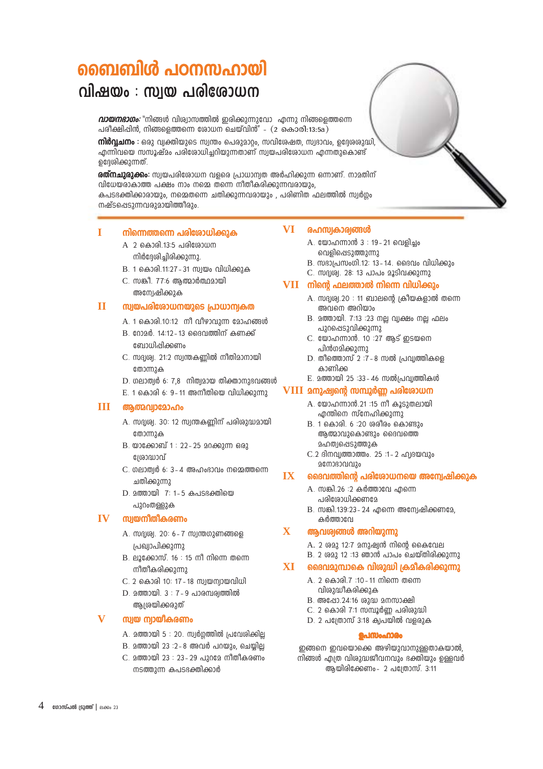# ബൈബിൾ പഠനസഹായി

## വിഷയം : സ്വയ പരിശോധന

***വായനഭാഗം:*** "നിങ്ങൾ വിശ്വാസത്തിൽ ഇരിക്കുന്നുവോ എന്നു നിങ്ങളെത്തന്നെ പരീക്ഷിപ്പിൻ, നിങ്ങളെത്തന്നെ ശോധന ചെയ്വിൻ" - (2 കൊരി:13:5a)

**നിർവ്വചനം :** ഒരു വ്യക്തിയുടെ സ്വന്തം പെരുമാറ്റം, സവിശേഷത, സ്വഭാവം, ഉദ്ദേശശുദ്ധി, എന്നിവയെ സസൂഷ്മം പരിശോധിച്ചറിയുന്നതാണ് സ്വയപരിശോധന എന്നതുകൊണ്ട് ഉദ്ദേശിക്കുന്നത്.

**രത്നചുരുക്കം:** സ്വയപരിശോധന വളരെ പ്രാധാന്യത അർഹിക്കുന്ന ഒന്നാണ്. നാമതിന് വിധേയരാകാത്ത പക്ഷം നാം നമ്മെ തന്നെ നീതീകരിക്കുന്നവരായും, കപടഭക്തിക്കാരായും, നമ്മെതന്നെ ചതിക്കുന്നവരായും , പരിണിത ഫലത്തിൽ സ്വർഗ്ഗം നഷ്ടപ്പെടുന്നവരുമായിത്തീരും.

### I നിന്നെത്തന്നെ പരിശോധിക്കുക

A. 2 കൊരി.13:5 പരിശോധന നിർദ്ദേശിച്ചിരിക്കുന്നു.
B. 1 കൊരി.11:27 - 31 സ്വയം വിധിക്കുക
C. സങ്കീ. 77:6 ആത്മാർത്ഥമായി അന്വേഷിക്കുക

### II സ്വയപരിശോധനയുടെ പ്രാധാന്യകത

A. 1 കൊരി.10:12 നീ വീഴാവുന്ന മോഹങ്ങൾ
B. റോമർ. 14:12 - 13 ദൈവത്തിന് കണക്ക് ബോധിപ്പിക്കണം
C. സദൃശ്യ. 21:2 സ്വന്തകണ്ണിൽ നീതിമാനായി തോന്നുക
D. ഗലാത്യർ 6: 7,8 നിത്യമായ തിക്താനുഭവങ്ങൾ
E. 1 കൊരി 6: 9 - 11 അനീതിയെ വിധിക്കുന്നു

### III ആത്മവ്യാമോഹം

A. സദൃശ്യ. 30: 12 സ്വന്തകണ്ണിന് പരിശുദ്ധമായി തോന്നുക
B. യാക്കോബ് 1 : 22 - 25 മറക്കുന്ന ഒരു ശ്രോദ്ധാവ്
C. ഗലാത്യർ 6: 3 - 4 അഹംഭാവം നമ്മെത്തന്നെ ചതിക്കുന്നു
D. മത്തായി 7: 1 - 5 കപടഭക്തിയെ പുറംതള്ളുക

### IV സ്വയനീതീകരണം

A. സദൃശ്യ. 20: 6 - 7 സ്വന്തഗുണങ്ങളെ പ്രഖ്യാപിക്കുന്നു
B. ലൂക്കോസ്. 16 : 15 നീ നിന്നെ തന്നെ നീതീകരിക്കുന്നു
C. 2 കൊരി 10: 17 - 18 സ്വയന്യായവിധി
D. മത്തായി. 3 : 7 - 9 പാരമ്പര്യത്തിൽ ആശ്രയിക്കരുത്

### V സ്വയ ന്യായീകരണം

A. മത്തായി 5 : 20. സ്വർഗ്ഗത്തിൽ പ്രവേശിക്കില്ല
B. മത്തായി 23 :2 - 8 അവർ പറയും, ചെയ്യില്ല
C. മത്തായി 23 : 23 - 29 പുറമേ നീതീകരണം നടത്തുന്ന കപടഭക്തിക്കാർ

### VI രഹസ്യകാര്യങ്ങൾ

A. യോഹന്നാൻ 3 : 19 - 21 വെളിച്ചം വെളിപ്പെടുത്തുന്നു
B. സഭാപ്രസംഗി.12: 13 - 14. ദൈവം വിധിക്കും
C. സദൃശ്യ. 28: 13 പാപം മൂടിവക്കുന്നു

### VII നിന്റെ ഫലത്താൽ നിന്നെ വിധിക്കും

A. സദൃശ്യ.20 : 11 ബാലന്റെ ക്രീയകളാൽ തന്നെ അവനെ അറിയാം
B. മത്തായി. 7:13 :23 നല്ല വൃക്ഷം നല്ല ഫലം പുറപ്പെടുവിക്കുന്നു
C. യോഹന്നാൻ. 10 :27 ആട് ഇടയനെ പിൻഗമിക്കുന്നു
D. തീത്തൊസ് 2 :7 - 8 സൽ പ്രവൃത്തികളെ കാണിക്ക
E. മത്തായി 25 :33 - 46 സൽപ്രവൃത്തികൾ

### VIII മനുഷ്യന്റെ സമ്പൂർണ്ണ പരിശോധന

A. യോഹന്നാൻ.21 :15 നീ കൂടുതലായി എന്തിനെ സ്നേഹിക്കുന്നു
B. 1 കൊരി. 6 :20 ശരീരം കൊണ്ടും ആത്മാവുകൊണ്ടും ദൈവത്തെ മഹത്വപ്പെടുത്തുക
C.2 ദിനവൃത്താന്തം. 25 :1 - 2 ഹൃദയവും മനോഭാവവും

### IX ദൈവത്തിന്റെ പരിശോധനയെ അന്വേഷിക്കുക

A. സങ്കി.26 :2 കർത്താവേ എന്നെ പരിശോധിക്കേണമേ
B. സങ്കി.139:23 - 24 എന്നെ അന്വേഷിക്കേണമേ, കർത്താവേ

### X ആവശ്യങ്ങൾ അറിയുന്നു

A. 2 ശമു 12:7 മനുഷ്യൻ നിന്റെ കൈവേല
B. 2 ശമു 12 :13 ഞാൻ പാപം ചെയ്തിരിക്കുന്നു

### XI ദൈവമുമ്പാകെ വിശുദ്ധി ക്രമീകരിക്കുന്നു

A. 2 കൊരി.7 :10 - 11 നിന്നെ തന്നെ വിശുദ്ധീകരിക്കുക
B. അപ്പോ.24:16 ശുദ്ധ മനസാക്ഷി
C. 2 കൊരി 7:1 സമ്പൂർണ്ണ പരിശുദ്ധി
D. 2 പത്രോസ് 3:18 കൃപയിൽ വളരുക

### ഉപസംഹാരം

ഇങ്ങനെ ഇവയൊക്കെ അഴിയുവാനുള്ളതാകയാൽ, നിങ്ങൾ എത്ര വിശുദ്ധജീവനവും ഭക്തിയും ഉള്ളവർ ആയിരിക്കേണം - 2 പത്രോസ്. 3:11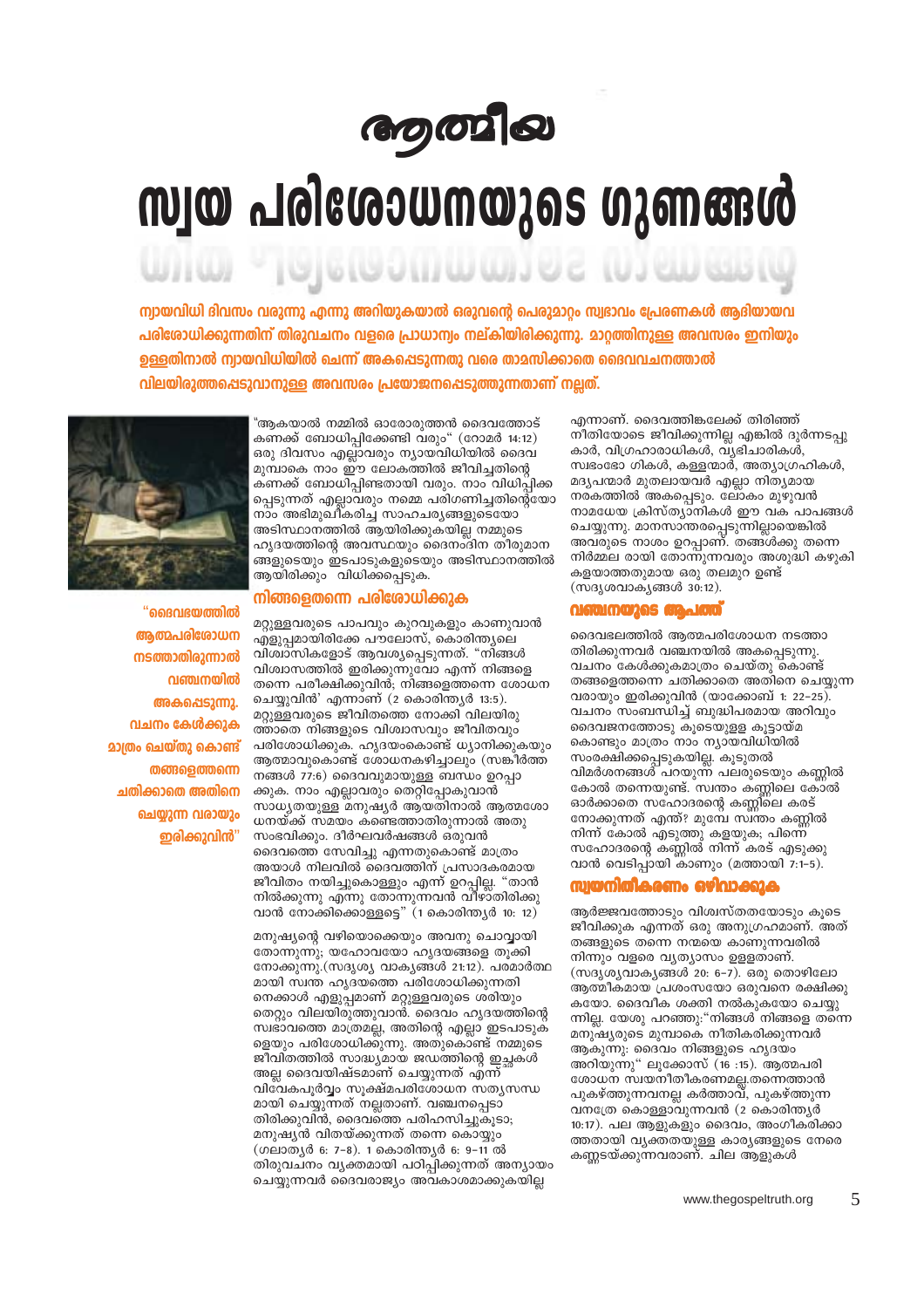# ആത്മീയ
# സ്വയ പരിശോധനയുടെ ഗുണങ്ങൾ

**ന്യായവിധി ദിവസം വരുന്നു എന്നു അറിയുകയാൽ ഒരുവന്റെ പെരുമാറ്റം സ്വഭാവം പ്രേരണകൾ ആദിയായവ പരിശോധിക്കുന്നതിന് തിരുവചനം വളരെ പ്രാധാന്യം നല്കിയിരിക്കുന്നു. മാറ്റത്തിനുള്ള അവസരം ഇനിയും ഉള്ളതിനാൽ ന്യായവിധിയിൽ ചെന്ന് അകപ്പെടുന്നതു വരെ താമസിക്കാതെ ദൈവവചനത്താൽ വിലയിരുത്തപ്പെടുവാനുള്ള അവസരം പ്രയോജനപ്പെടുത്തുന്നതാണ് നല്ലത്.**

"ആകയാൽ നമ്മിൽ ഓരോരുത്തൻ ദൈവത്തോട് കണക്ക് ബോധിപ്പിക്കേണ്ടി വരും" (റോമർ 14:12) ഒരു ദിവസം എല്ലാവരും ന്യായവിധിയിൽ ദൈവ മുമ്പാകെ നാം ഈ ലോകത്തിൽ ജീവിച്ചതിന്റെ കണക്ക് ബോധിപ്പിക്കേണ്ടതായി വരും. നാം വിധിക്കപ്പെടുന്നത് എല്ലാവരും നമ്മെ പരിഗണിച്ചതിന്റെയോ നാം അഭിമുഖീകരിച്ച സാഹചര്യങ്ങളുടെയോ അടിസ്ഥാനത്തിൽ ആയിരിക്കുകയില്ല നമ്മുടെ ഹൃദയത്തിന്റെ അവസ്ഥയും ദൈനംദിന തീരുമാനങ്ങളുടെയും ഇടപാടുകളുടെയും അടിസ്ഥാനത്തിൽ ആയിരിക്കും വിധിക്കപ്പെടുക.

## നിങ്ങളെതന്നെ പരിശോധിക്കുക

മറ്റുള്ളവരുടെ പാപവും കുറവുകളും കാണുവാൻ എളുപ്പമായിരിക്കേ പൗലോസ്, കൊരിന്ത്യയിലെ വിശ്വാസികളോട് ആവശ്യപ്പെടുന്നത്. "നിങ്ങൾ വിശ്വാസത്തിൽ ഇരിക്കുന്നുവോ എന്ന് നിങ്ങളെ തന്നെ പരീക്ഷിക്കുവിൻ; നിങ്ങളെത്തന്നെ ശോധന ചെയ്യുവിൻ' എന്നാണ് (2 കൊരിന്ത്യർ 13:5). മറ്റുള്ളവരുടെ ജീവിതത്തെ നോക്കി വിലയിരുത്താതെ നിങ്ങളുടെ വിശ്വാസവും ജീവിതവും പരിശോധിക്കുക. ഹൃദയംകൊണ്ട് ധ്യാനിക്കുകയും ആത്മാവുകൊണ്ട് ശോധനകഴിച്ചാലും (സങ്കീർത്തനങ്ങൾ 77:6) ദൈവവുമായുള്ള ബന്ധം ഉറപ്പാക്കുക. നാം എല്ലാവരും തെറ്റിപ്പോകുവാൻ സാധ്യതയുള്ള മനുഷ്യർ ആയതിനാൽ ആത്മശോധനയ്ക്ക് സമയം കണ്ടെത്താതിരുന്നാൽ അതു സംഭവിക്കും. ദീർഘവർഷങ്ങൾ ഒരുവൻ ദൈവത്തെ സേവിച്ചു എന്നതുകൊണ്ട് മാത്രം അയാൾ നിലവിൽ ദൈവത്തിന് പ്രസാദകരമായ ജീവിതം നയിച്ചുകൊള്ളും എന്ന് ഉറപ്പില്ല. "താൻ നിൽക്കുന്നു എന്നു തോന്നുന്നവൻ വീഴാതിരിക്കുവാൻ നോക്കിക്കൊള്ളട്ടെ" (1 കൊരിന്ത്യർ 10: 12)

**"ദൈവഭയത്തിൽ ആത്മപരിശോധന നടത്താതിരുന്നാൽ വഞ്ചനയിൽ അകപ്പെടുന്നു. വചനം കേൾക്കുക മാത്രം ചെയ്തു കൊണ്ട് തങ്ങളെത്തന്നെ ചതിക്കാതെ അതിനെ ചെയ്യുന്ന വരായും ഇരിക്കുവിൻ"**

മനുഷ്യന്റെ വഴിയൊക്കെയും അവനു ചൊവ്വായി തോന്നുന്നു; യഹോവയോ ഹൃദയങ്ങളെ തൂക്കി നോക്കുന്നു.(സദൃശ്യ വാക്യങ്ങൾ 21:12). പരമാർത്ഥമായി സ്വന്ത ഹൃദയത്തെ പരിശോധിക്കുന്നതിനെക്കാൾ എളുപ്പമാണ് മറ്റുള്ളവരുടെ ശരിയും തെറ്റും വിലയിരുത്തുവാൻ. ദൈവം ഹൃദയത്തിന്റെ സ്വഭാവത്തെ മാത്രമല്ല, അതിന്റെ എല്ലാ ഇടപാടുകളെയും പരിശോധിക്കുന്നു. അതുകൊണ്ട് നമ്മുടെ ജീവിതത്തിൽ സാദ്ധ്യമായ ജഡത്തിന്റെ ഇച്ഛകൾ അല്ല ദൈവയിഷ്ടമാണ് ചെയ്യുന്നത് എന്ന് വിവേകപൂർവ്വം സൂക്ഷ്മപരിശോധന സത്യസന്ധമായി ചെയ്യുന്നത് നല്ലതാണ്. വഞ്ചനപ്പെടാതിരിക്കുവിൻ, ദൈവത്തെ പരിഹസിച്ചുകൂടാ; മനുഷ്യൻ വിതയ്ക്കുന്നത് തന്നെ കൊയ്യും (ഗലാത്യർ 6: 7-8). 1 കൊരിന്ത്യർ 6: 9-11 ൽ തിരുവചനം വ്യക്തമായി പഠിപ്പിക്കുന്നത് അന്യായം ചെയ്യുന്നവർ ദൈവരാജ്യം അവകാശമാക്കുകയില്ല എന്നാണ്. ദൈവത്തിങ്കലേക്ക് തിരിഞ്ഞ് നീതിയോടെ ജീവിക്കുന്നില്ല എങ്കിൽ ദുർന്നടപ്പുകാർ, വിഗ്രഹാരാധികൾ, വ്യഭിചാരികൾ, സ്വഭോഗികൾ, കള്ളന്മാർ, അത്യാഗ്രഹികൾ, മദ്യപന്മാർ മുതലായവർ എല്ലാ നിത്യമായ നരകത്തിൽ അകപ്പെടും. ലോകം മുഴുവൻ നാമധേയ ക്രിസ്ത്യാനികൾ ഈ വക പാപങ്ങൾ ചെയ്യുന്നു. മാനസാന്തരപ്പെടുന്നില്ലായെങ്കിൽ അവരുടെ നാശം ഉറപ്പാണ്. തങ്ങൾക്കു തന്നെ നിർമ്മല രായി തോന്നുന്നവരും അശുദ്ധി കഴുകികളയാത്തതുമായ ഒരു തലമുറ ഉണ്ട് (സദൃശവാക്യങ്ങൾ 30:12).

## വഞ്ചനയുടെ ആപത്ത്

ദൈവഭയത്തിൽ ആത്മപരിശോധന നടത്താതിരിക്കുന്നവർ വഞ്ചനയിൽ അകപ്പെടുന്നു. വചനം കേൾക്കുകമാത്രം ചെയ്തു കൊണ്ട് തങ്ങളെത്തന്നെ ചതിക്കാതെ അതിനെ ചെയ്യുന്നവരായും ഇരിക്കുവിൻ (യാക്കോബ് 1: 22-25). വചനം സംബന്ധിച്ച് ബുദ്ധിപരമായ അറിവും ദൈവജനത്തോടു കൂടെയുള്ള കൂട്ടായ്മ കൊണ്ടും മാത്രം നാം ന്യായവിധിയിൽ സംരക്ഷിക്കപ്പെടുകയില്ല. കൂടുതൽ വിമർശനങ്ങൾ പറയുന്ന പലരുടെയും കണ്ണിൽ കോൽ തന്നെയുണ്ട്. സ്വന്തം കണ്ണിലെ കോൽ ഓർക്കാതെ സഹോദരന്റെ കണ്ണിലെ കരട് നോക്കുന്നത് എന്ത്? മുമ്പേ സ്വന്തം കണ്ണിൽ നിന്ന് കോൽ എടുത്തു കളയുക; പിന്നെ സഹോദരന്റെ കണ്ണിൽ നിന്ന് കരട് എടുക്കുവാൻ വെടിപ്പായി കാണും (മത്തായി 7:1-5).

## സ്വയനീതീകരണം ഒഴിവാക്കുക

ആർജ്ജവത്തോടും വിശ്വസ്തതയോടും കൂടെ ജീവിക്കുക എന്നത് ഒരു അനുഗ്രഹമാണ്. അത് തങ്ങളുടെ തന്നെ നന്മയെ കാണുന്നവരിൽ നിന്നും വളരെ വ്യത്യാസം ഉള്ളതാണ്. (സദൃശ്യവാക്യങ്ങൾ 20: 6-7). ഒരു തൊഴിലോ ആത്മീകമായ പ്രശംസയോ ഒരുവനെ രക്ഷിക്കുകയോ. ദൈവീക ശക്തി നൽകുകയോ ചെയ്യുന്നില്ല. യേശു പറഞ്ഞു:"നിങ്ങൾ നിങ്ങളെ തന്നെ മനുഷ്യരുടെ മുമ്പാകെ നീതികരിക്കുന്നവർ ആകുന്നു; ദൈവം നിങ്ങളുടെ ഹൃദയം അറിയുന്നു" ലൂക്കോസ് (16 :15). ആത്മപരിശോധന സ്വയനീതീകരണമല്ല.തന്നെത്താൻ പുകഴ്ത്തുന്നവനല്ല കർത്താവ്, പുകഴ്ത്തുന്നവനത്രേ കൊള്ളാവുന്നവൻ (2 കൊരിന്ത്യർ 10:17). പല ആളുകളും ദൈവം, അംഗീകരിക്കാത്തതായി വ്യക്തതയുള്ള കാര്യങ്ങളുടെ നേരെ കണ്ണടയ്ക്കുന്നവരാണ്. ചില ആളുകൾ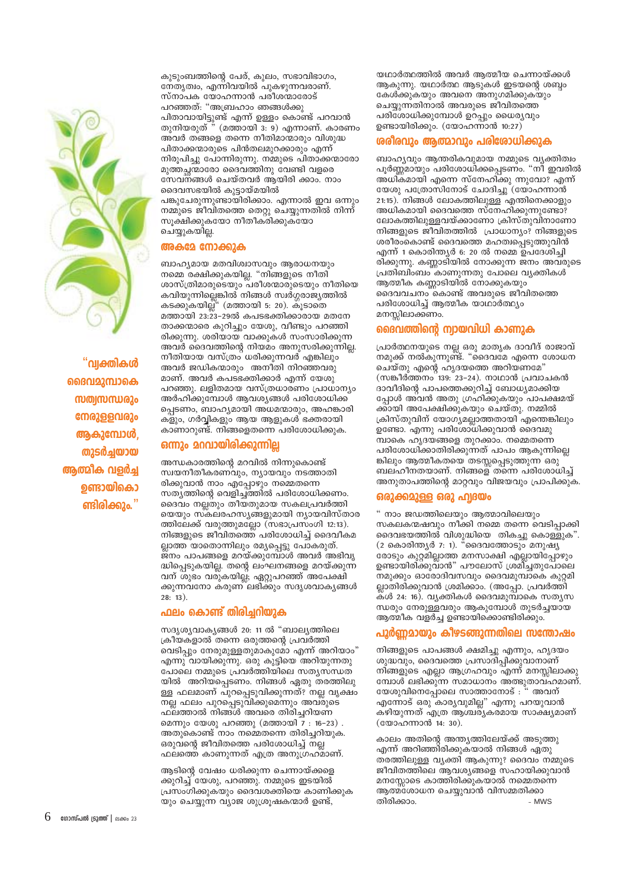കുടുംബത്തിന്റെ പേര്, കുലം, സഭാവിഭാഗം, നേതൃത്വം, എന്നിവയിൽ പുകഴുന്നവരാണ്. സ്നാപക യോഹന്നാൻ പരീശന്മാരോട് പറഞ്ഞത്: "അബ്രഹാം ഞങ്ങൾക്കു പിതാവായിട്ടുണ്ട് എന്ന് ഉള്ളം കൊണ്ട് പറവാൻ തുനിയരുത് " (മത്തായി 3: 9) എന്നാണ്. കാരണം അവർ തങ്ങളെ തന്നെ നീതിമാന്മാരും വിശുദ്ധ പിതാക്കന്മാരുടെ പിൻതലമുറക്കാരും എന്ന് നിരൂപിച്ചു പോന്നിരുന്നു. നമ്മുടെ പിതാക്കന്മാരോ മുത്തച്ഛന്മാരോ ദൈവത്തിനു വേണ്ടി വളരെ സേവനങ്ങൾ ചെയ്തവർ ആയിരി ക്കാം. നാം ദൈവസഭയിൽ കുട്ടായ്മയിൽ പങ്കുചേരുന്നുണ്ടായിരിക്കാം. എന്നാൽ ഇവ ഒന്നും നമ്മുടെ ജീവിതത്തെ തെറ്റു ചെയ്യുന്നതിൽ നിന്ന് സുക്ഷിക്കുകയോ നീതീകരിക്കുകയോ ചെയ്യുകയില്ല.

## അകമേ നോക്കുക

ബാഹ്യമായ മതവിശ്വാസവും ആരാധനയും നമ്മെ രക്ഷിക്കുകയില്ല. "നിങ്ങളുടെ നീതി ശാസ്ത്രിമാരുടെയും പരീശന്മാരുടെയും നീതിയെ കവിയുന്നില്ലെങ്കിൽ നിങ്ങൾ സ്വർഗ്ഗരാജ്യത്തിൽ കടക്കുകയില്ല" (മത്തായി 5: 20). കൂടാതെ മത്തായി 23:23-29ൽ കപടഭക്തിക്കാരായ മതനേ താക്കന്മാരെ കുറിച്ചും യേശു, വീണ്ടും പറഞ്ഞി രിക്കുന്നു. ശരിയായ വാക്കുകൾ സംസാരിക്കുന്ന അവർ ദൈവത്തിന്റെ നിയമം അനുസരിക്കുന്നില്ല. നീതിയായ വസ്ത്രം ധരിക്കുന്നവർ എങ്കിലും അവർ ജഡികന്മാരും അനീതി നിറഞ്ഞവരു മാണ്. അവർ കപടഭക്തിക്കാർ എന്ന് യേശു പറഞ്ഞു. ലളിതമായ വസ്ത്രധാരണം പ്രാധാന്യം അർഹിക്കുമ്പോൾ ആവശ്യങ്ങൾ പരിശോധിക്ക പ്പെടണം, ബാഹ്യമായി അധമന്മാരും, അഹങ്കാരി കളും, ഗർവ്വികളും ആയ ആളുകൾ ഭക്തരായി കാണാറുണ്ട്. നിങ്ങളെതന്നെ പരിശോധിക്കുക.

## ഒന്നും മറവായിരിക്കുന്നില്ല

അന്ധകാരത്തിന്റെ മറവിൽ നിന്നുകൊണ്ട് സ്വയനീതീകരണവും, ന്യായവും നടത്താതി രിക്കുവാൻ നാം എപ്പോഴും നമ്മെതന്നെ സത്യത്തിന്റെ വെളിച്ചത്തിൽ പരിശോധിക്കണം. ദൈവം നല്ലതും തീയതുമായ സകലപ്രവർത്തി യെയും സകലരഹസ്യങ്ങളുമായി ന്യായവിസ്താര ത്തിലേക്ക് വരുത്തുമല്ലോ (സഭാപ്രസംഗി 12:13). നിങ്ങളുടെ ജീവിതത്തെ പരിശോധിച്ച് ദൈവീകമ ല്ലാത്ത യാതൊന്നിലും രമ്യപ്പെട്ടു പോകരുത്. ജനം പാപങ്ങളെ മറയ്ക്കുമ്പോൾ അവർ അഭിവൃ ദ്ധിപ്പെടുകയില്ല. തന്റെ ലംഘനങ്ങളെ മറയ്ക്കുന്ന വന് ശുഭം വരുകയില്ല; ഏറ്റുപറഞ്ഞ് അപേക്ഷി ക്കുന്നവനോ കരുണ ലഭിക്കും സദൃശവാക്യങ്ങൾ 28: 13).

## ഫലം കൊണ്ട് തിരിച്ചറിയുക

സദൃശ്യവാക്യങ്ങൾ 20: 11 ൽ "ബാല്യത്തിലെ ക്രിയകളാൽ തന്നെ ഒരുത്തന്റെ പ്രവർത്തി വെടിപ്പും നേരുമുള്ളതുമാകുമോ എന്ന് അറിയാം" എന്നു വായിക്കുന്നു. ഒരു കുട്ടിയെ അറിയുന്നതു പോലെ നമ്മുടെ പ്രവർത്തിയിലെ സത്യസന്ധത യിൽ അറിയപ്പെടണം. നിങ്ങൾ ഏതു തരത്തിലു ള്ള ഫലമാണ് പുറപ്പെടുവിക്കുന്നത്? നല്ല വൃക്ഷം നല്ല ഫലം പുറപ്പെടുവിക്കുമെന്നും അവരുടെ ഫലത്താൽ നിങ്ങൾ അവരെ തിരിച്ചറിയണ മെന്നും യേശു പറഞ്ഞു (മത്തായി 7 : 16-23) . അതുകൊണ്ട് നാം നമ്മെതന്നെ തിരിച്ചറിയുക. ഒരുവന്റെ ജീവിതത്തെ പരിശോധിച്ച് നല്ല ഫലത്തെ കാണുന്നത് എത്ര അനുഗ്രഹമാണ്.

ആടിന്റെ വേഷം ധരിക്കുന്ന ചെന്നായ്ക്കളെ ക്കുറിച്ച് യേശു, പറഞ്ഞു. നമ്മുടെ ഇടയിൽ പ്രസംഗിക്കുകയും ദൈവശക്തിയെ കാണിക്കുക യും ചെയ്യുന്ന വ്യാജ ശുശ്രൂഷകന്മാർ ഉണ്ട്, യഥാർത്ഥത്തിൽ അവർ ആത്മീയ ചെന്നായ്ക്കൾ ആകുന്നു. യഥാർത്ഥ ആടുകൾ ഇടയന്റെ ശബ്ദം കേൾക്കുകയും അവനെ അനുഗമിക്കുകയും ചെയ്യുന്നതിനാൽ അവരുടെ ജീവിതത്തെ പരിശോധിക്കുമ്പോൾ ഉറപ്പും ധൈര്യവും ഉണ്ടായിരിക്കും. (യോഹന്നാൻ 10:27)

## ശരീരവും ആത്മാവും പരിശോധിക്കുക

ബാഹ്യവും ആന്തരികവുമായ നമ്മുടെ വ്യക്തിത്വം പൂർണ്ണമായും പരിശോധിക്കപ്പെടണം. "നീ ഇവരിൽ അധികമായി എന്നെ സ്നേഹിക്കു ന്നുവോ? എന്ന് യേശു പത്രോസിനോട് ചോദിച്ചു (യോഹന്നാൻ 21:15). നിങ്ങൾ ലോകത്തിലുള്ള എന്തിനെക്കാളും അധികമായി ദൈവത്തെ സ്നേഹിക്കുന്നുണ്ടോ? ലോകത്തിലുള്ളവയ്ക്കാണോ ക്രിസ്തുവിനാണോ നിങ്ങളുടെ ജീവിതത്തിൽ പ്രാധാന്യം? നിങ്ങളുടെ ശരീരംകൊണ്ട് ദൈവത്തെ മഹത്വപ്പെടുത്തുവിൻ എന്ന് 1 കൊരിന്ത്യർ 6: 20 ൽ നമ്മെ ഉപദേശിച്ചി രിക്കുന്നു. കണ്ണാടിയിൽ നോക്കുന്ന ജനം അവരുടെ പ്രതിബിംബം കാണുന്നതു പോലെ വ്യക്തികൾ ആത്മീക കണ്ണാടിയിൽ നോക്കുകയും ദൈവവചനം കൊണ്ട് അവരുടെ ജീവിതത്തെ പരിശോധിച്ച് ആത്മീക യാഥാർത്ഥ്യം മനസ്സിലാക്കണം.

## ദൈവത്തിന്റെ ന്യായവിധി കാണുക

പ്രാർത്ഥനയുടെ നല്ല ഒരു മാതൃക ദാവീദ് രാജാവ് നമുക്ക് നൽകുന്നുണ്ട്. "ദൈവമേ എന്നെ ശോധന ചെയ്തു എന്റെ ഹൃദയത്തെ അറിയേണമേ" (സങ്കീർത്തനം 139: 23-24). നാഥാൻ പ്രവാചകൻ ദാവീദിന്റെ പാപത്തെക്കുറിച്ച് ബോധ്യമാക്കിയ പ്പോൾ അവൻ അതു ഗ്രഹിക്കുകയും പാപക്ഷമയ് ക്കായി അപേക്ഷിക്കുകയും ചെയ്തു. നമ്മിൽ ക്രിസ്തുവിന് യോഗ്യമല്ലാത്തതായി എന്തെങ്കിലും ഉണ്ടോ. എന്നു പരിശോധിക്കുവാൻ ദൈവമു മ്പാകെ ഹൃദയങ്ങളെ തുറക്കാം. നമ്മെതന്നെ പരിശോധിക്കാതിരിക്കുന്നത് പാപം ആകുന്നില്ലെ ങ്കിലും ആത്മീകതയെ തടസ്സപ്പെടുത്തുന്ന ഒരു ബലഹീനതയാണ്. നിങ്ങളെ തന്നെ പരിശോധിച്ച് അനുതാപത്തിന്റെ മാറ്റവും വിജയവും പ്രാപിക്കുക.

## ഒരുക്കമുള്ള ഒരു ഹൃദയം

" നാം ജഡത്തിലെയും ആത്മാവിലെയും സകലകന്മഷവും നീക്കി നമ്മെ തന്നെ വെടിപ്പാക്കി ദൈവഭയത്തിൽ വിശുദ്ധിയെ തികച്ചു കൊള്ളുക". (2 കൊരിന്ത്യർ 7: 1). "ദൈവത്തോടും മനുഷ്യ രോടും കുറ്റമില്ലാത്ത മനസാക്ഷി എല്ലായിപ്പോഴും ഉണ്ടായിരിക്കുവാൻ" പൗലോസ് ശ്രമിച്ചതുപോലെ നമുക്കും ഓരോദിവസവും ദൈവമുമ്പാകെ കുറ്റമി ല്ലാതിരിക്കുവാൻ ശ്രമിക്കാം. (അപ്പോ. പ്രവർത്തി കൾ 24: 16). വ്യക്തികൾ ദൈവമുമ്പാകെ സത്യസ ന്ധരും നേരുള്ളവരും ആകുമ്പോൾ തുടർച്ചയായ ആത്മീക വളർച്ച ഉണ്ടായിക്കൊണ്ടിരിക്കും.

## പൂർണ്ണമായും കീഴടങ്ങുന്നതിലെ സന്തോഷം

നിങ്ങളുടെ പാപങ്ങൾ ക്ഷമിച്ചു എന്നും, ഹൃദയം ശുദ്ധവും, ദൈവത്തെ പ്രസാദിപ്പിക്കുവാനാണ് നിങ്ങളുടെ എല്ലാ ആഗ്രഹവും എന്ന് മനസ്സിലാക്കു മ്പോൾ ലഭിക്കുന്ന സമാധാനം അത്ഭുതാവഹമാണ്. യേശുവിനെപ്പോലെ സാത്താനോട് : " അവന് എന്നോട് ഒരു കാര്യവുമില്ല" എന്നു പറയുവാൻ കഴിയുന്നത് എത്ര ആശ്ചര്യകരമായ സാക്ഷ്യമാണ് (യോഹന്നാൻ 14: 30).

കാലം അതിന്റെ അന്ത്യത്തിലേയ്ക്ക് അടുത്തു എന്ന് അറിഞ്ഞിരിക്കുകയാൽ നിങ്ങൾ ഏതു തരത്തിലുള്ള വ്യക്തി ആകുന്നു? ദൈവം നമ്മുടെ ജീവിതത്തിലെ ആവശ്യങ്ങളെ സഹായിക്കുവാൻ മനസ്സോടെ കാത്തിരിക്കുകയാൽ നമ്മെതന്നെ ആത്മശോധന ചെയ്യുവാൻ വിസമ്മതിക്കാ തിരിക്കാം.

- MWS

"വ്യക്തികൾ ദൈവമുമ്പാകെ സത്യസന്ധരും നേരുള്ളവരും ആകുമ്പോൾ, തുടർച്ചയായ ആത്മീക വളർച്ച ഉണ്ടായികൊ ണ്ടിരിക്കും."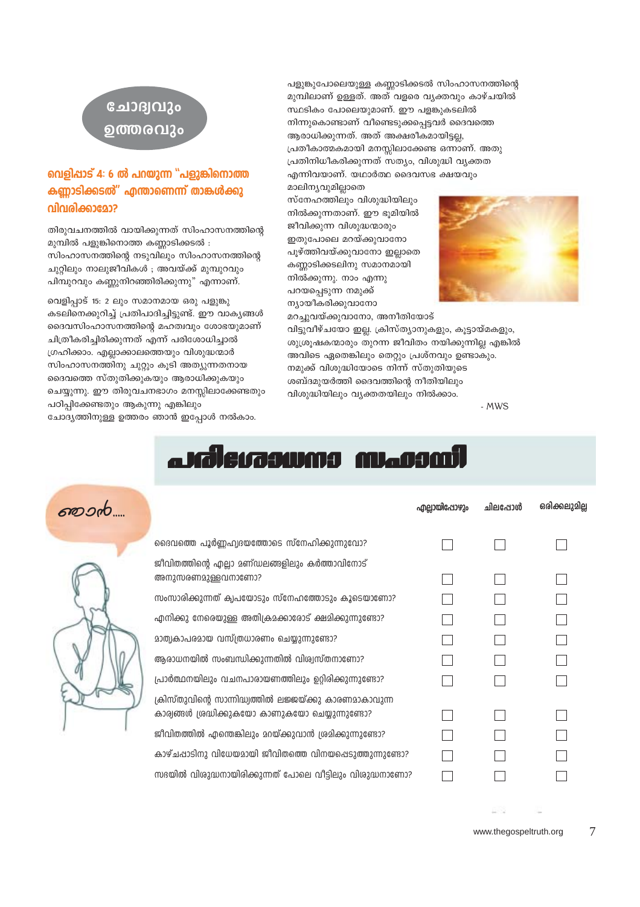## ചോദ്യവും ഉത്തരവും

### വെളിപ്പാട് 4: 6 ൽ പറയുന്ന "പളുങ്കിനൊത്ത കണ്ണാടിക്കടൽ" എന്താണെന്ന് താങ്കൾക്കു വിവരിക്കാമോ?

തിരുവചനത്തിൽ വായിക്കുന്നത് സിംഹാസനത്തിന്റെ മുമ്പിൽ പളുങ്കിനൊത്ത കണ്ണാടിക്കടൽ : സിംഹാസനത്തിന്റെ നടുവിലും സിംഹാസനത്തിന്റെ ചുറ്റിലും നാലുജീവികൾ ; അവയ്ക്ക് മുമ്പുറവും പിമ്പുറവും കണ്ണുനിറഞ്ഞിരിക്കുന്നു" എന്നാണ്.

വെളിപ്പാട് 15: 2 ലും സമാനമായ ഒരു പളുങ്കു കടലിനെക്കുറിച്ച് പ്രതിപാദിച്ചിട്ടുണ്ട്. ഈ വാകൃങ്ങൾ ദൈവസിംഹാസനത്തിന്റെ മഹത്വവും ശോഭയുമാണ് ചിത്രീകരിച്ചിരിക്കുന്നത് എന്ന് പരിശോധിച്ചാൽ ഗ്രഹിക്കാം. എല്ലാക്കാലത്തെയും വിശുദ്ധന്മാർ സിംഹാസനത്തിനു ചുറ്റും കൂടി അത്യുന്നതനായ ദൈവത്തെ സ്തുതിക്കുകയും ആരാധിക്കുകയും ചെയ്യുന്നു. ഈ തിരുവചനഭാഗം മനസ്സിലാക്കേണ്ടതും പഠിപ്പിക്കേണ്ടതും ആകുന്നു എങ്കിലും ചോദ്യത്തിനുള്ള ഉത്തരം ഞാൻ ഇപ്പോൾ നൽകാം.

പളുങ്കുപോലെയുള്ള കണ്ണാടിക്കടൽ സിംഹാസനത്തിന്റെ മുമ്പിലാണ് ഉള്ളത്. അത് വളരെ വ്യക്തവും കാഴ്ചയിൽ സ്ഫടികം പോലെയുമാണ്. ഈ പളങ്കുകടലിൽ നിന്നുകൊണ്ടാണ് വീണ്ടെടുക്കപ്പെട്ടവർ ദൈവത്തെ ആരാധിക്കുന്നത്. അത് അക്ഷരീകമായിട്ടല്ല, പ്രതീകാത്മകമായി മനസ്സിലാക്കേണ്ട ഒന്നാണ്. അതു പ്രതിനിധീകരിക്കുന്നത് സത്യം, വിശുദ്ധി വ്യക്തത എന്നിവയാണ്. യഥാർത്ഥ ദൈവസഭ ക്ഷയവും മാലിന്യവുമില്ലാതെ സ്നേഹത്തിലും വിശുദ്ധിയിലും നിൽക്കുന്നതാണ്. ഈ ഭൂമിയിൽ ജീവിക്കുന്ന വിശുദ്ധന്മാരും ഇതുപോലെ മറയ്ക്കുവാനോ പൂഴ്ത്തിവയ്ക്കുവാനോ ഇല്ലാതെ കണ്ണാടിക്കടലിനു സമാനമായി നിൽക്കുന്നു. നാം എന്നു പറയപ്പെടുന്ന നമുക്ക് ന്യായീകരിക്കുവാനോ മറച്ചുവയ്ക്കുവാനോ, അനീതിയോട് വിട്ടുവീഴ്ചയോ ഇല്ല. ക്രിസ്ത്യാനുകളും, കൂട്ടായ്മകളും, ശുശ്രൂഷകന്മാരും തുറന്ന ജീവിതം നയിക്കുന്നില്ല എങ്കിൽ അവിടെ ഏതെങ്കിലും തെറ്റും പ്രശ്നവും ഉണ്ടാകും. നമുക്ക് വിശുദ്ധിയോടെ നിന്ന് സ്തുതിയുടെ ശബ്ദമുയർത്തി ദൈവത്തിന്റെ നീതിയിലും വിശുദ്ധിയിലും വ്യക്തതയിലും നിൽക്കാം.

- MWS

## പരിശോധനാ സഹായി

ഞാൻ.....

| | എല്ലായിപ്പോഴും | ചിലപ്പോൾ | ഒരിക്കലുമില്ല |
|---|---|---|---|
| ദൈവത്തെ പൂർണ്ണഹൃദയത്തോടെ സ്നേഹിക്കുന്നുവോ? | ☐ | ☐ | ☐ |
| ജീവിതത്തിന്റെ എല്ലാ മണ്ഡലങ്ങളിലും കർത്താവിനോട് അനുസരണമുള്ളവനാണോ? | ☐ | ☐ | ☐ |
| സംസാരിക്കുന്നത് കൃപയോടും സ്നേഹത്തോടും കൂടെയാണോ? | ☐ | ☐ | ☐ |
| എനിക്കു നേരെയുള്ള അതിക്രമക്കാരോട് ക്ഷമിക്കുന്നുണ്ടോ? | ☐ | ☐ | ☐ |
| മാതൃകാപരമായ വസ്ത്രധാരണം ചെയ്യുന്നുണ്ടോ? | ☐ | ☐ | ☐ |
| ആരാധനയിൽ സംബന്ധിക്കുന്നതിൽ വിശ്വസ്തനാണോ? | ☐ | ☐ | ☐ |
| പ്രാർത്ഥനയിലും വചനപാരായണത്തിലും ഉറ്റിരിക്കുന്നുണ്ടോ? | ☐ | ☐ | ☐ |
| ക്രിസ്തുവിന്റെ സാന്നിദ്ധ്യത്തിൽ ലജ്ജയ്ക്കു കാരണമാകാവുന്ന കാര്യങ്ങൾ ശ്രദ്ധിക്കുകയോ കാണുകയോ ചെയ്യുന്നുണ്ടോ? | ☐ | ☐ | ☐ |
| ജീവിതത്തിൽ എന്തെങ്കിലും മറയ്ക്കുവാൻ ശ്രമിക്കുന്നുണ്ടോ? | ☐ | ☐ | ☐ |
| കാഴ്ചപ്പാടിനു വിധേയമായി ജീവിതത്തെ വിനയപ്പെടുത്തുന്നുണ്ടോ? | ☐ | ☐ | ☐ |
| സഭയിൽ വിശുദ്ധനായിരിക്കുന്നത് പോലെ വീട്ടിലും വിശുദ്ധനാണോ? | ☐ | ☐ | ☐ |

www.thegospeltruth.org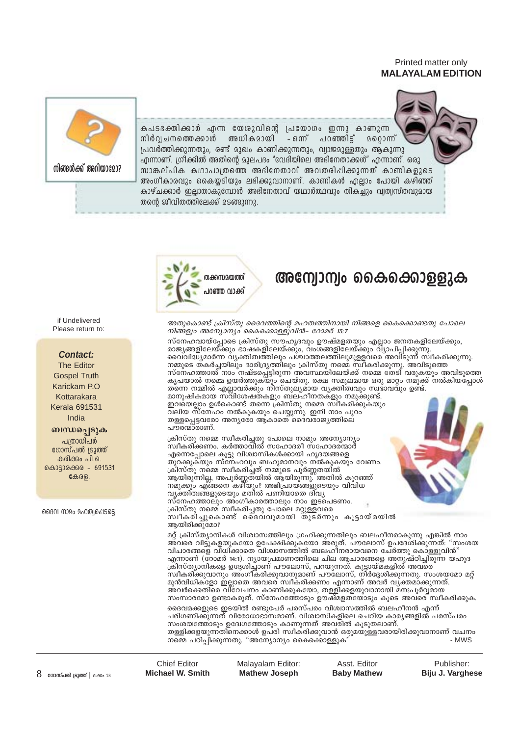Printed matter only
**MALAYALAM EDITION**

**നിങ്ങൾക്ക് അറിയാമോ?**

കപടഭക്തിക്കാർ എന്ന യേശുവിന്റെ പ്രയോഗം ഇന്നു കാണുന്ന നിർവ്വചനത്തെക്കാൾ അധികമായി - ഒന്ന് പറഞ്ഞിട്ട് മറ്റൊന്ന് പ്രവർത്തിക്കുന്നതും, രണ്ട് മുഖം കാണിക്കുന്നതും, വ്യാജമുള്ളതും ആകുന്നു എന്നാണ്. ഗ്രീക്കിൽ അതിന്റെ മൂലപദം "വേദിയിലെ അഭിനേതാക്കൾ" എന്നാണ്. ഒരു സാങ്കല്പിക കഥാപാത്രത്തെ അഭിനേതാവ് അവതരിപ്പിക്കുന്നത് കാണികളുടെ അംഗീകാരവും കൈയ്യടിയും ലഭിക്കുവാനാണ്. കാണികൾ എല്ലാം പോയി കഴിഞ്ഞ് കാഴ്ചക്കാർ ഇല്ലാതാകുമ്പോൾ അഭിനേതാവ് യഥാർത്ഥവും തികച്ചും വ്യത്യസ്തവുമായ തന്റെ ജീവിതത്തിലേക്ക് മടങ്ങുന്നു.

തക്കസമയത്ത് പറഞ്ഞ വാക്ക്

# അന്യോന്യം കൈക്കൊള്ളുക

*അതുകൊണ്ട് ക്രിസ്തു ദൈവത്തിന്റെ മഹത്വത്തിനായി നിങ്ങളെ കൈക്കൊണ്ടതു പോലെ നിങ്ങളും അന്യോന്യം കൈക്കൊള്ളുവിൻ– റോമർ 15:7*

സ്നേഹവായ്പ്പോടെ ക്രിസ്തു സൗഹൃദവും ഊഷ്മളതയും എല്ലാം ജനതകളിലേയ്ക്കും, രാജ്യങ്ങളിലേയ്ക്കും ഭാഷകളിലേയ്ക്കും, വംശങ്ങളിലേയ്ക്കും വ്യാപിപ്പിക്കുന്നു. വൈവിദ്ധ്യമാർന്ന വ്യക്തിത്വത്തിലും പശ്ചാത്തലത്തിലുമുള്ളവരെ അവിടുന്ന് സ്വീകരിക്കുന്നു. നമ്മുടെ തകർച്ചയിലും ദാരിദ്ര്യത്തിലും ക്രിസ്തു നമ്മെ സ്വീകരിക്കുന്നു. അവിടുത്തെ സ്നേഹത്താൽ നാം നഷ്ടപ്പെട്ടിരുന്ന അവസ്ഥയിലേയ്ക്ക് നമ്മെ തേടി വരുകയും അവിടുത്തെ കൃപയാൽ നമ്മെ ഉയർത്തുകയും ചെയ്തു. രക്ഷ സമൂലമായ ഒരു മാറ്റം നമുക്ക് നൽകിയപ്പോൾ തന്നെ നമ്മിൽ എല്ലാവർക്കും നിസ്തുല്യമായ വ്യക്തിത്വവും സ്വഭാവവും ഉണ്ട്. മാനുഷികമായ സവിശേഷതകളും ബലഹീനതകളും നമുക്കുണ്ട്. ഇവയെല്ലാം ഉൾകൊണ്ട് തന്നെ ക്രിസ്തു നമ്മെ സ്വീകരിക്കുകയും വലിയ സ്നേഹം നൽകുകയും ചെയ്യുന്നു. ഇനി നാം പുറം തള്ളപ്പെട്ടവരോ അന്യരോ ആകാതെ ദൈവരാജ്യത്തിലെ പൗരന്മാരാണ്.

ക്രിസ്തു നമ്മെ സ്വീകരിച്ചതു പോലെ നാമും അന്യോന്യം സ്വീകരിക്കണം. കർത്താവിൽ സഹോദരി സഹോദരന്മാർ എന്നെപ്പോലെ കൂട്ടു വിശ്വാസികൾക്കായി ഹൃദയങ്ങളെ തുറക്കുകയും സ്നേഹവും ബഹുമാനവും നൽകുകയും വേണം. ക്രിസ്തു നമ്മെ സ്വീകരിച്ചത് നമ്മുടെ പൂർണ്ണതയിൽ ആയിരുന്നില്ല, അപൂർണ്ണതയിൽ ആയിരുന്നു. അതിൽ കുറഞ്ഞ് നമുക്കും എങ്ങനെ കഴിയും? അഭിപ്രായങ്ങളുടെയും വിവിധ വ്യക്തിത്വങ്ങളുടെയും മതിൽ പണിയാതെ ദിവ്യ സ്നേഹത്താലും അംഗീകാരത്താലും നാം ഇടപെടണം. ക്രിസ്തു നമ്മെ സ്വീകരിച്ചതു പോലെ മറ്റുള്ളവരെ സ്വീകരിച്ചുകൊണ്ട് ദൈവവുമായി തുടർന്നും കൂട്ടായ്മയിൽ ആയിരിക്കുമോ?

മറ്റ് ക്രിസ്ത്യാനികൾ വിശ്വാസത്തിലും ഗ്രഹിക്കുന്നതിലും ബലഹീനരാകുന്നു എങ്കിൽ നാം അവരെ വിട്ടുകളയുകയോ ഉപേക്ഷിക്കുകയോ അരുത്. പൗലോസ് ഉപദേശിക്കുന്നത്: "സംശയ വിചാരങ്ങളെ വിധിക്കാതെ വിശ്വാസത്തിൽ ബലഹീനരായവനെ ചേർത്തു കൊള്ളുവിൻ" എന്നാണ് (റോമർ 14:1). ന്യായപ്രമാണത്തിലെ ചില ആചാരങ്ങളെ അനുഷ്ഠിച്ചിരുന്ന യഹൂദ ക്രിസ്ത്യാനികളെ ഉദ്ദേശിച്ചാണ് പൗലോസ്, പറയുന്നത്. കൂട്ടായ്മകളിൽ അവരെ സ്വീകരിക്കുവാനും അംഗീകരിക്കുവാനുമാണ് പൗലോസ്, നിർദ്ദേശിക്കുന്നതു. സംശയമോ മറ്റ് മുൻവിധികളോ ഇല്ലാതെ അവരെ സ്വീകരിക്കണം എന്നാണ് അവർ വ്യക്തമാക്കുന്നത്. അവർക്കെതിരെ വിവേചനം കാണിക്കുകയോ, തള്ളിക്കളയുവാനായി മനഃപൂർവ്വമായ സംസാരമോ ഉണ്ടാകരുത്. സ്നേഹത്തോടും ഊഷ്മളതയോടും കൂടെ അവരെ സ്വീകരിക്കുക.

ദൈവമക്കളുടെ ഇടയിൽ രണ്ടുപേർ പരസ്പരം വിശ്വാസത്തിൽ ബലഹീനൻ എന്ന് പരിഗണിക്കുന്നത് വിരോധാഭാസമാണ്. വിശ്വാസികളിലെ ചെറിയ കാര്യങ്ങളിൽ പരസ്പരം സംശയത്തോടും ഉദ്വേഗത്തോടും കാണുന്നത് അവരിൽ കൂടുതലാണ്. തള്ളിക്കളയുന്നതിനെക്കാൾ ഉപരി സ്വീകരിക്കുവാൻ ഒരുമയുള്ളവരായിരിക്കുവാനാണ് വചനം നമ്മെ പഠിപ്പിക്കുന്നതു. "അന്യോന്യം കൈക്കൊള്ളുക" - MWS

if Undelivered
Please return to:

**Contact:**
The Editor
Gospel Truth
Karickam P.O
Kottarakara
Kerala 691531
India

**ബന്ധപ്പെടുക**
പത്രാധിപർ
ഗോസ്പൽ ട്രൂത്ത്
കരിക്കം പി.ഒ.
കൊട്ടാരക്കര - 691531
കേരള.

ദൈവ നാമം മഹത്വപ്പെടട്ടെ.

Chief Editor **Michael W. Smith** | Malayalam Editor: **Mathew Joseph** | Asst. Editor **Baby Mathew** | Publisher: **Biju J. Varghese**